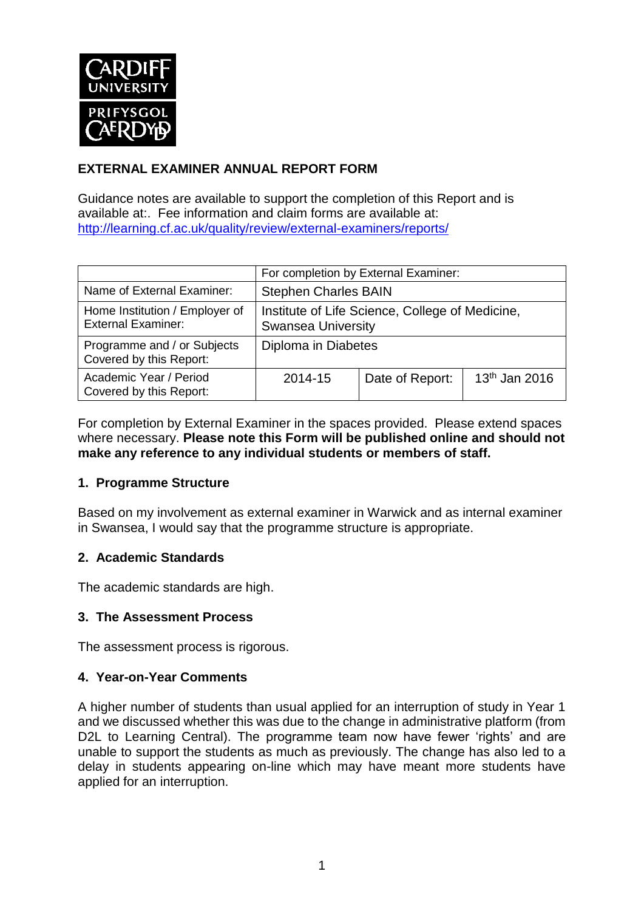CARDIFF UNIVERSITY
PRIFYSGOL CAERDYDD

## EXTERNAL EXAMINER ANNUAL REPORT FORM

Guidance notes are available to support the completion of this Report and is available at:. Fee information and claim forms are available at: http://learning.cf.ac.uk/quality/review/external-examiners/reports/

| | For completion by External Examiner: | | |
|---|---|---|---|
| Name of External Examiner: | Stephen Charles BAIN | | |
| Home Institution / Employer of External Examiner: | Institute of Life Science, College of Medicine, Swansea University | | |
| Programme and / or Subjects Covered by this Report: | Diploma in Diabetes | | |
| Academic Year / Period Covered by this Report: | 2014-15 | Date of Report: | 13th Jan 2016 |

For completion by External Examiner in the spaces provided. Please extend spaces where necessary. **Please note this Form will be published online and should not make any reference to any individual students or members of staff.**

### 1. Programme Structure

Based on my involvement as external examiner in Warwick and as internal examiner in Swansea, I would say that the programme structure is appropriate.

### 2. Academic Standards

The academic standards are high.

### 3. The Assessment Process

The assessment process is rigorous.

### 4. Year-on-Year Comments

A higher number of students than usual applied for an interruption of study in Year 1 and we discussed whether this was due to the change in administrative platform (from D2L to Learning Central). The programme team now have fewer 'rights' and are unable to support the students as much as previously. The change has also led to a delay in students appearing on-line which may have meant more students have applied for an interruption.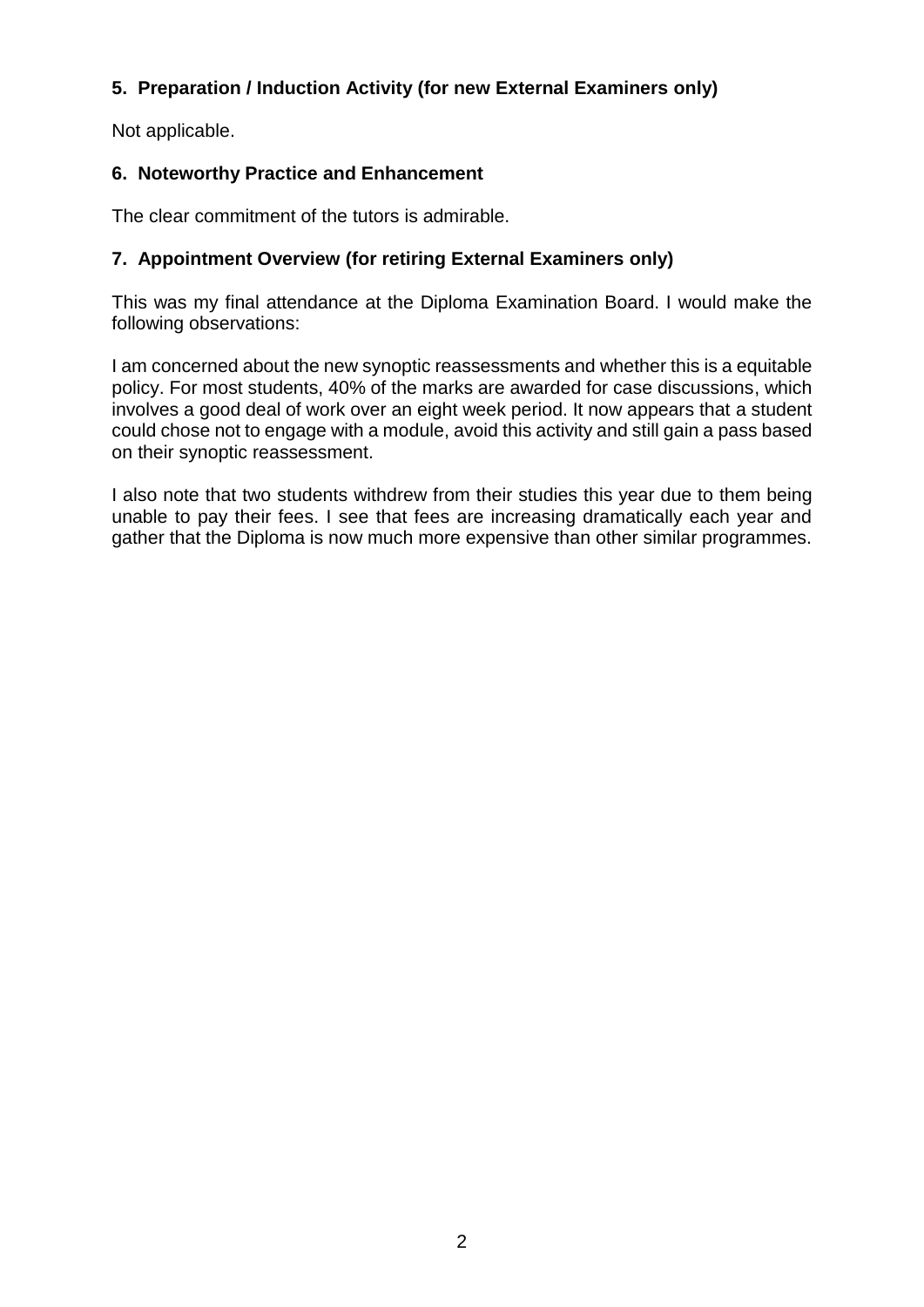## 5. Preparation / Induction Activity (for new External Examiners only)

Not applicable.

## 6. Noteworthy Practice and Enhancement

The clear commitment of the tutors is admirable.

## 7. Appointment Overview (for retiring External Examiners only)

This was my final attendance at the Diploma Examination Board. I would make the following observations:

I am concerned about the new synoptic reassessments and whether this is a equitable policy. For most students, 40% of the marks are awarded for case discussions, which involves a good deal of work over an eight week period. It now appears that a student could chose not to engage with a module, avoid this activity and still gain a pass based on their synoptic reassessment.

I also note that two students withdrew from their studies this year due to them being unable to pay their fees. I see that fees are increasing dramatically each year and gather that the Diploma is now much more expensive than other similar programmes.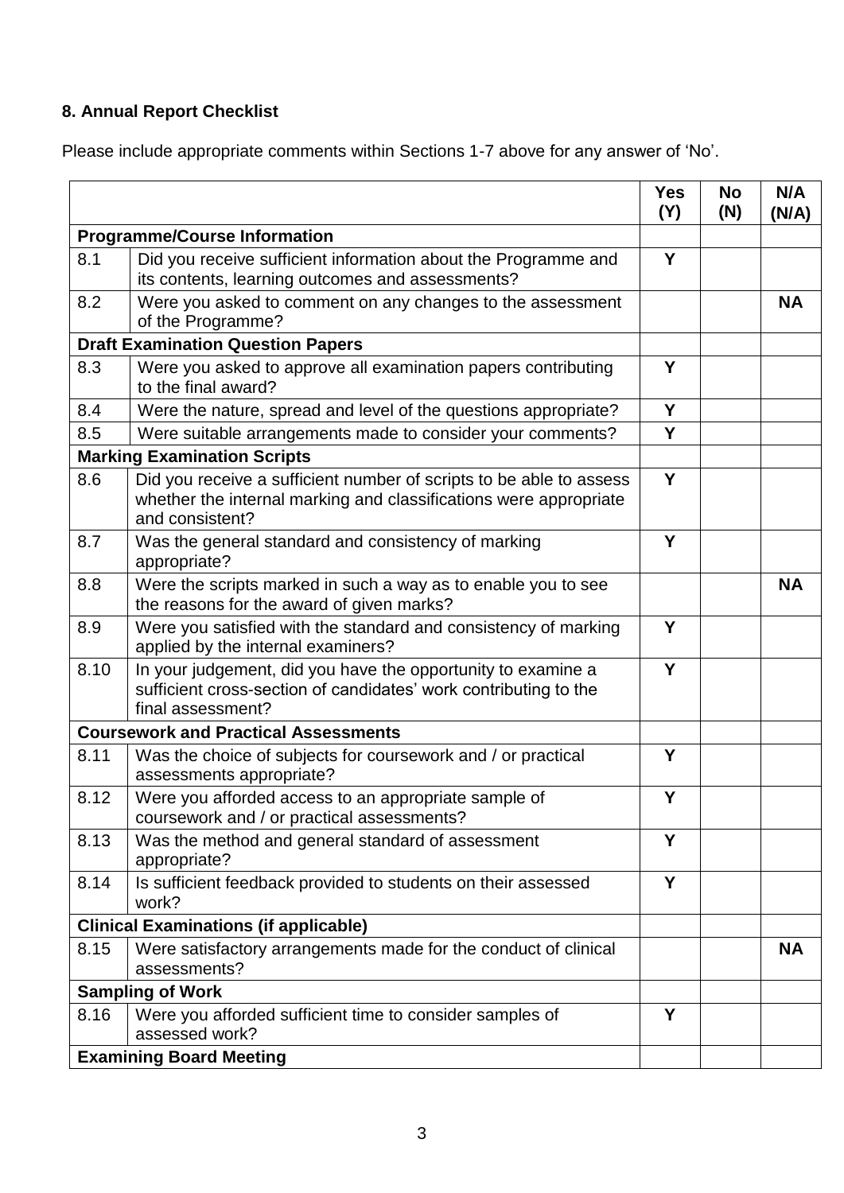**8. Annual Report Checklist**

Please include appropriate comments within Sections 1-7 above for any answer of 'No'.

| | | Yes (Y) | No (N) | N/A (N/A) |
|---|---|---|---|---|
| **Programme/Course Information** | | | | |
| 8.1 | Did you receive sufficient information about the Programme and its contents, learning outcomes and assessments? | Y | | |
| 8.2 | Were you asked to comment on any changes to the assessment of the Programme? | | | NA |
| **Draft Examination Question Papers** | | | | |
| 8.3 | Were you asked to approve all examination papers contributing to the final award? | Y | | |
| 8.4 | Were the nature, spread and level of the questions appropriate? | Y | | |
| 8.5 | Were suitable arrangements made to consider your comments? | Y | | |
| **Marking Examination Scripts** | | | | |
| 8.6 | Did you receive a sufficient number of scripts to be able to assess whether the internal marking and classifications were appropriate and consistent? | Y | | |
| 8.7 | Was the general standard and consistency of marking appropriate? | Y | | |
| 8.8 | Were the scripts marked in such a way as to enable you to see the reasons for the award of given marks? | | | NA |
| 8.9 | Were you satisfied with the standard and consistency of marking applied by the internal examiners? | Y | | |
| 8.10 | In your judgement, did you have the opportunity to examine a sufficient cross-section of candidates' work contributing to the final assessment? | Y | | |
| **Coursework and Practical Assessments** | | | | |
| 8.11 | Was the choice of subjects for coursework and / or practical assessments appropriate? | Y | | |
| 8.12 | Were you afforded access to an appropriate sample of coursework and / or practical assessments? | Y | | |
| 8.13 | Was the method and general standard of assessment appropriate? | Y | | |
| 8.14 | Is sufficient feedback provided to students on their assessed work? | Y | | |
| **Clinical Examinations (if applicable)** | | | | |
| 8.15 | Were satisfactory arrangements made for the conduct of clinical assessments? | | | NA |
| **Sampling of Work** | | | | |
| 8.16 | Were you afforded sufficient time to consider samples of assessed work? | Y | | |
| **Examining Board Meeting** | | | | |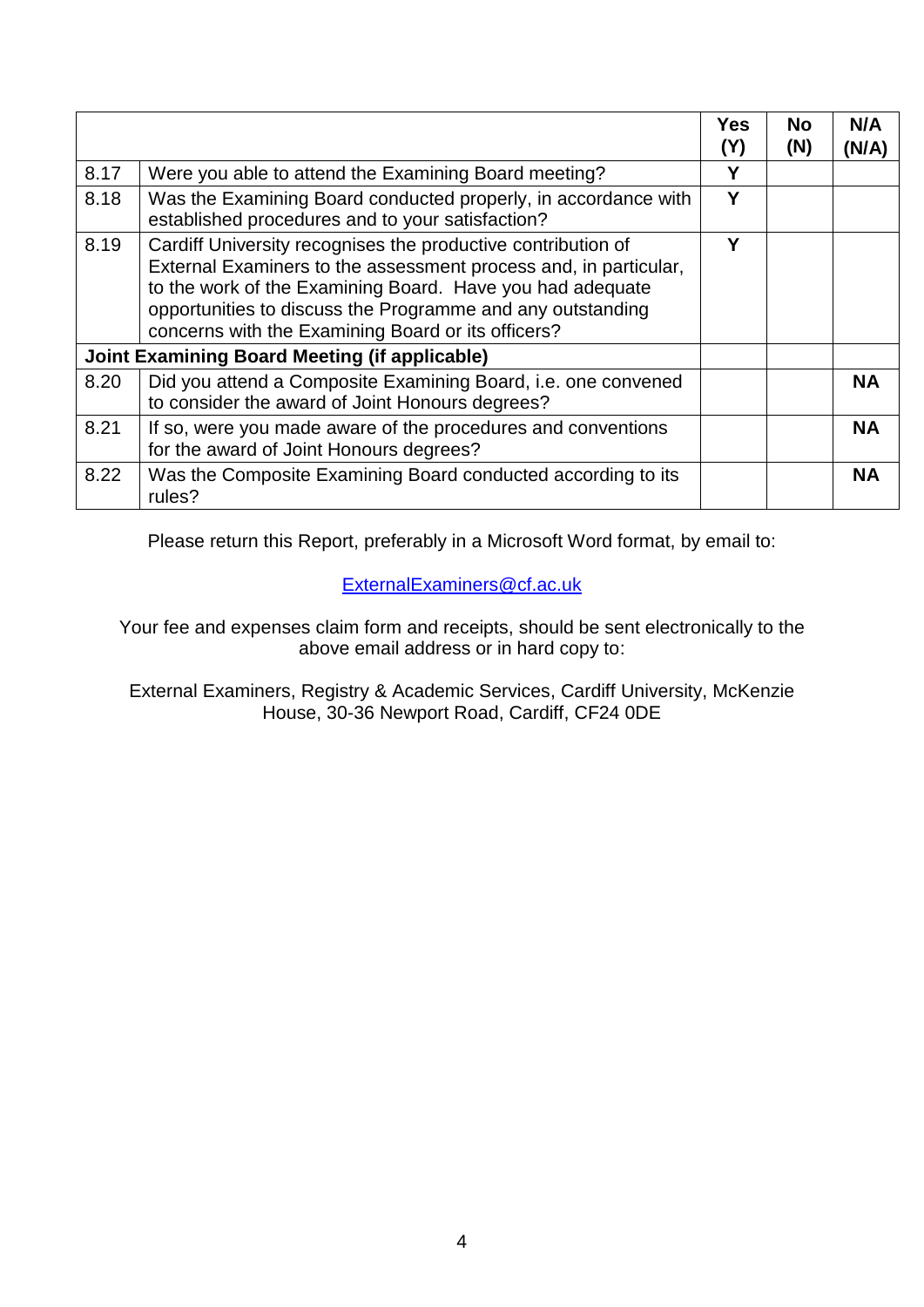| | | Yes (Y) | No (N) | N/A (N/A) |
|---|---|---|---|---|
| 8.17 | Were you able to attend the Examining Board meeting? | Y | | |
| 8.18 | Was the Examining Board conducted properly, in accordance with established procedures and to your satisfaction? | Y | | |
| 8.19 | Cardiff University recognises the productive contribution of External Examiners to the assessment process and, in particular, to the work of the Examining Board. Have you had adequate opportunities to discuss the Programme and any outstanding concerns with the Examining Board or its officers? | Y | | |
| **Joint Examining Board Meeting (if applicable)** | | | | |
| 8.20 | Did you attend a Composite Examining Board, i.e. one convened to consider the award of Joint Honours degrees? | | | **NA** |
| 8.21 | If so, were you made aware of the procedures and conventions for the award of Joint Honours degrees? | | | **NA** |
| 8.22 | Was the Composite Examining Board conducted according to its rules? | | | **NA** |

Please return this Report, preferably in a Microsoft Word format, by email to:

ExternalExaminers@cf.ac.uk

Your fee and expenses claim form and receipts, should be sent electronically to the above email address or in hard copy to:

External Examiners, Registry & Academic Services, Cardiff University, McKenzie House, 30-36 Newport Road, Cardiff, CF24 0DE